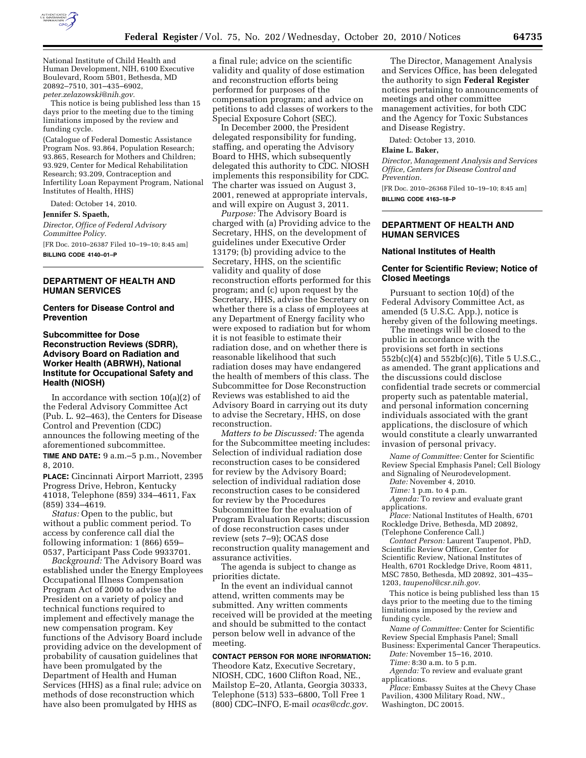National Institute of Child Health and Human Development, NIH, 6100 Executive Boulevard, Room 5B01, Bethesda, MD 20892–7510, 301–435–6902, *peter.zelazowski@nih.gov.*

This notice is being published less than 15 days prior to the meeting due to the timing limitations imposed by the review and funding cycle.

(Catalogue of Federal Domestic Assistance Program Nos. 93.864, Population Research; 93.865, Research for Mothers and Children; 93.929, Center for Medical Rehabilitation Research; 93.209, Contraception and Infertility Loan Repayment Program, National Institutes of Health, HHS)

Dated: October 14, 2010.

**Jennifer S. Spaeth,**

*Director, Office of Federal Advisory Committee Policy.*

[FR Doc. 2010–26387 Filed 10–19–10; 8:45 am]

**BILLING CODE 4140–01–P**

## DEPARTMENT OF HEALTH AND HUMAN SERVICES

### Centers for Disease Control and Prevention

### Subcommittee for Dose Reconstruction Reviews (SDRR), Advisory Board on Radiation and Worker Health (ABRWH), National Institute for Occupational Safety and Health (NIOSH)

In accordance with section 10(a)(2) of the Federal Advisory Committee Act (Pub. L. 92–463), the Centers for Disease Control and Prevention (CDC) announces the following meeting of the aforementioned subcommittee.

**TIME AND DATE:** 9 a.m.–5 p.m., November 8, 2010.

**PLACE:** Cincinnati Airport Marriott, 2395 Progress Drive, Hebron, Kentucky 41018, Telephone (859) 334–4611, Fax (859) 334–4619.

*Status:* Open to the public, but without a public comment period. To access by conference call dial the following information: 1 (866) 659–0537, Participant Pass Code 9933701.

*Background:* The Advisory Board was established under the Energy Employees Occupational Illness Compensation Program Act of 2000 to advise the President on a variety of policy and technical functions required to implement and effectively manage the new compensation program. Key functions of the Advisory Board include providing advice on the development of probability of causation guidelines that have been promulgated by the Department of Health and Human Services (HHS) as a final rule; advice on methods of dose reconstruction which have also been promulgated by HHS as a final rule; advice on the scientific validity and quality of dose estimation and reconstruction efforts being performed for purposes of the compensation program; and advice on petitions to add classes of workers to the Special Exposure Cohort (SEC).

In December 2000, the President delegated responsibility for funding, staffing, and operating the Advisory Board to HHS, which subsequently delegated this authority to CDC. NIOSH implements this responsibility for CDC. The charter was issued on August 3, 2001, renewed at appropriate intervals, and will expire on August 3, 2011.

*Purpose:* The Advisory Board is charged with (a) Providing advice to the Secretary, HHS, on the development of guidelines under Executive Order 13179; (b) providing advice to the Secretary, HHS, on the scientific validity and quality of dose reconstruction efforts performed for this program; and (c) upon request by the Secretary, HHS, advise the Secretary on whether there is a class of employees at any Department of Energy facility who were exposed to radiation but for whom it is not feasible to estimate their radiation dose, and on whether there is reasonable likelihood that such radiation doses may have endangered the health of members of this class. The Subcommittee for Dose Reconstruction Reviews was established to aid the Advisory Board in carrying out its duty to advise the Secretary, HHS, on dose reconstruction.

*Matters to be Discussed:* The agenda for the Subcommittee meeting includes: Selection of individual radiation dose reconstruction cases to be considered for review by the Advisory Board; selection of individual radiation dose reconstruction cases to be considered for review by the Procedures Subcommittee for the evaluation of Program Evaluation Reports; discussion of dose reconstruction cases under review (sets 7–9); OCAS dose reconstruction quality management and assurance activities.

The agenda is subject to change as priorities dictate.

In the event an individual cannot attend, written comments may be submitted. Any written comments received will be provided at the meeting and should be submitted to the contact person below well in advance of the meeting.

**CONTACT PERSON FOR MORE INFORMATION:** Theodore Katz, Executive Secretary, NIOSH, CDC, 1600 Clifton Road, NE., Mailstop E–20, Atlanta, Georgia 30333, Telephone (513) 533–6800, Toll Free 1 (800) CDC–INFO, E-mail *ocas@cdc.gov.*

The Director, Management Analysis and Services Office, has been delegated the authority to sign **Federal Register** notices pertaining to announcements of meetings and other committee management activities, for both CDC and the Agency for Toxic Substances and Disease Registry.

Dated: October 13, 2010.

**Elaine L. Baker,**

*Director, Management Analysis and Services Office, Centers for Disease Control and Prevention.*

[FR Doc. 2010–26368 Filed 10–19–10; 8:45 am]

**BILLING CODE 4163–18–P**

## DEPARTMENT OF HEALTH AND HUMAN SERVICES

### National Institutes of Health

### Center for Scientific Review; Notice of Closed Meetings

Pursuant to section 10(d) of the Federal Advisory Committee Act, as amended (5 U.S.C. App.), notice is hereby given of the following meetings.

The meetings will be closed to the public in accordance with the provisions set forth in sections 552b(c)(4) and 552b(c)(6), Title 5 U.S.C., as amended. The grant applications and the discussions could disclose confidential trade secrets or commercial property such as patentable material, and personal information concerning individuals associated with the grant applications, the disclosure of which would constitute a clearly unwarranted invasion of personal privacy.

*Name of Committee:* Center for Scientific Review Special Emphasis Panel; Cell Biology and Signaling of Neurodevelopment.

*Date:* November 4, 2010.

*Time:* 1 p.m. to 4 p.m.

*Agenda:* To review and evaluate grant applications.

*Place:* National Institutes of Health, 6701 Rockledge Drive, Bethesda, MD 20892, (Telephone Conference Call.)

*Contact Person:* Laurent Taupenot, PhD, Scientific Review Officer, Center for Scientific Review, National Institutes of Health, 6701 Rockledge Drive, Room 4811, MSC 7850, Bethesda, MD 20892, 301–435–1203, *taupenol@csr.nih.gov.*

This notice is being published less than 15 days prior to the meeting due to the timing limitations imposed by the review and funding cycle.

*Name of Committee:* Center for Scientific Review Special Emphasis Panel; Small Business: Experimental Cancer Therapeutics.

*Date:* November 15–16, 2010.

*Time:* 8:30 a.m. to 5 p.m.

*Agenda:* To review and evaluate grant applications.

*Place:* Embassy Suites at the Chevy Chase Pavilion, 4300 Military Road, NW., Washington, DC 20015.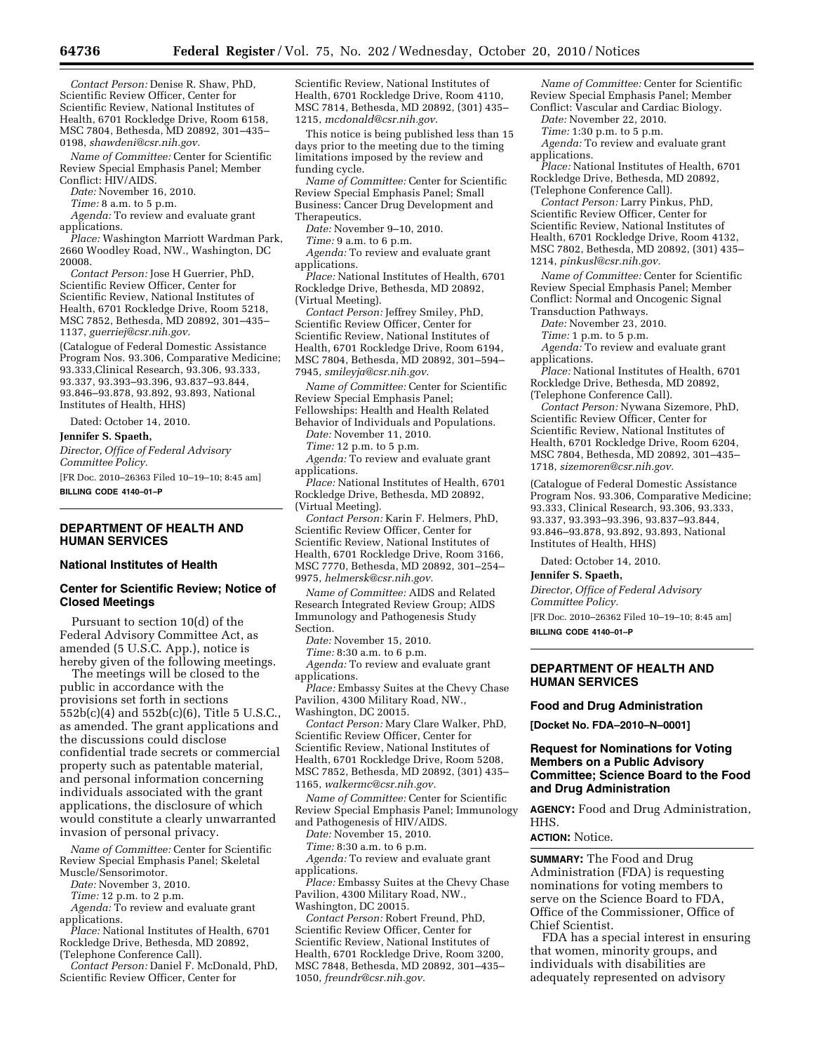*Contact Person:* Denise R. Shaw, PhD, Scientific Review Officer, Center for Scientific Review, National Institutes of Health, 6701 Rockledge Drive, Room 6158, MSC 7804, Bethesda, MD 20892, 301–435–0198, *shawdeni@csr.nih.gov.*

*Name of Committee:* Center for Scientific Review Special Emphasis Panel; Member Conflict: HIV/AIDS.

*Date:* November 16, 2010.

*Time:* 8 a.m. to 5 p.m.

*Agenda:* To review and evaluate grant applications.

*Place:* Washington Marriott Wardman Park, 2660 Woodley Road, NW., Washington, DC 20008.

*Contact Person:* Jose H Guerrier, PhD, Scientific Review Officer, Center for Scientific Review, National Institutes of Health, 6701 Rockledge Drive, Room 5218, MSC 7852, Bethesda, MD 20892, 301–435–1137, *guerriej@csr.nih.gov.*

(Catalogue of Federal Domestic Assistance Program Nos. 93.306, Comparative Medicine; 93.333,Clinical Research, 93.306, 93.333, 93.337, 93.393–93.396, 93.837–93.844, 93.846–93.878, 93.892, 93.893, National Institutes of Health, HHS)

Dated: October 14, 2010.

**Jennifer S. Spaeth,**

*Director, Office of Federal Advisory Committee Policy.*

[FR Doc. 2010–26363 Filed 10–19–10; 8:45 am]

**BILLING CODE 4140–01–P**

---

## DEPARTMENT OF HEALTH AND HUMAN SERVICES

### National Institutes of Health

### Center for Scientific Review; Notice of Closed Meetings

Pursuant to section 10(d) of the Federal Advisory Committee Act, as amended (5 U.S.C. App.), notice is hereby given of the following meetings.

The meetings will be closed to the public in accordance with the provisions set forth in sections 552b(c)(4) and 552b(c)(6), Title 5 U.S.C., as amended. The grant applications and the discussions could disclose confidential trade secrets or commercial property such as patentable material, and personal information concerning individuals associated with the grant applications, the disclosure of which would constitute a clearly unwarranted invasion of personal privacy.

*Name of Committee:* Center for Scientific Review Special Emphasis Panel; Skeletal Muscle/Sensorimotor.

*Date:* November 3, 2010.

*Time:* 12 p.m. to 2 p.m.

*Agenda:* To review and evaluate grant applications.

*Place:* National Institutes of Health, 6701 Rockledge Drive, Bethesda, MD 20892, (Telephone Conference Call).

*Contact Person:* Daniel F. McDonald, PhD, Scientific Review Officer, Center for Scientific Review, National Institutes of Health, 6701 Rockledge Drive, Room 4110, MSC 7814, Bethesda, MD 20892, (301) 435–1215, *mcdonald@csr.nih.gov*.

This notice is being published less than 15 days prior to the meeting due to the timing limitations imposed by the review and funding cycle.

*Name of Committee:* Center for Scientific Review Special Emphasis Panel; Small Business: Cancer Drug Development and Therapeutics.

*Date:* November 9–10, 2010.

*Time:* 9 a.m. to 6 p.m.

*Agenda:* To review and evaluate grant applications.

*Place:* National Institutes of Health, 6701 Rockledge Drive, Bethesda, MD 20892, (Virtual Meeting).

*Contact Person:* Jeffrey Smiley, PhD, Scientific Review Officer, Center for Scientific Review, National Institutes of Health, 6701 Rockledge Drive, Room 6194, MSC 7804, Bethesda, MD 20892, 301–594–7945, *smileyja@csr.nih.gov.*

*Name of Committee:* Center for Scientific Review Special Emphasis Panel; Fellowships: Health and Health Related Behavior of Individuals and Populations.

*Date:* November 11, 2010.

*Time:* 12 p.m. to 5 p.m.

*Agenda:* To review and evaluate grant applications.

*Place:* National Institutes of Health, 6701 Rockledge Drive, Bethesda, MD 20892, (Virtual Meeting).

*Contact Person:* Karin F. Helmers, PhD, Scientific Review Officer, Center for Scientific Review, National Institutes of Health, 6701 Rockledge Drive, Room 3166, MSC 7770, Bethesda, MD 20892, 301–254–9975, *helmersk@csr.nih.gov.*

*Name of Committee:* AIDS and Related Research Integrated Review Group; AIDS Immunology and Pathogenesis Study Section.

*Date:* November 15, 2010.

*Time:* 8:30 a.m. to 6 p.m.

*Agenda:* To review and evaluate grant applications.

*Place:* Embassy Suites at the Chevy Chase Pavilion, 4300 Military Road, NW., Washington, DC 20015.

*Contact Person:* Mary Clare Walker, PhD, Scientific Review Officer, Center for Scientific Review, National Institutes of Health, 6701 Rockledge Drive, Room 5208, MSC 7852, Bethesda, MD 20892, (301) 435–1165, *walkermc@csr.nih.gov.*

*Name of Committee:* Center for Scientific Review Special Emphasis Panel; Immunology and Pathogenesis of HIV/AIDS.

*Date:* November 15, 2010.

*Time:* 8:30 a.m. to 6 p.m.

*Agenda:* To review and evaluate grant applications.

*Place:* Embassy Suites at the Chevy Chase Pavilion, 4300 Military Road, NW., Washington, DC 20015.

*Contact Person:* Robert Freund, PhD, Scientific Review Officer, Center for Scientific Review, National Institutes of Health, 6701 Rockledge Drive, Room 3200, MSC 7848, Bethesda, MD 20892, 301–435–1050, *freundr@csr.nih.gov.*

*Name of Committee:* Center for Scientific Review Special Emphasis Panel; Member Conflict: Vascular and Cardiac Biology.

*Date:* November 22, 2010.

*Time:* 1:30 p.m. to 5 p.m.

*Agenda:* To review and evaluate grant applications.

*Place:* National Institutes of Health, 6701 Rockledge Drive, Bethesda, MD 20892, (Telephone Conference Call).

*Contact Person:* Larry Pinkus, PhD, Scientific Review Officer, Center for Scientific Review, National Institutes of Health, 6701 Rockledge Drive, Room 4132, MSC 7802, Bethesda, MD 20892, (301) 435–1214, *pinkusl@csr.nih.gov.*

*Name of Committee:* Center for Scientific Review Special Emphasis Panel; Member Conflict: Normal and Oncogenic Signal Transduction Pathways.

*Date:* November 23, 2010.

*Time:* 1 p.m. to 5 p.m.

*Agenda:* To review and evaluate grant applications.

*Place:* National Institutes of Health, 6701 Rockledge Drive, Bethesda, MD 20892, (Telephone Conference Call).

*Contact Person:* Nywana Sizemore, PhD, Scientific Review Officer, Center for Scientific Review, National Institutes of Health, 6701 Rockledge Drive, Room 6204, MSC 7804, Bethesda, MD 20892, 301–435–1718, *sizemoren@csr.nih.gov.*

(Catalogue of Federal Domestic Assistance Program Nos. 93.306, Comparative Medicine; 93.333, Clinical Research, 93.306, 93.333, 93.337, 93.393–93.396, 93.837–93.844, 93.846–93.878, 93.892, 93.893, National Institutes of Health, HHS)

Dated: October 14, 2010.

**Jennifer S. Spaeth,**

*Director, Office of Federal Advisory Committee Policy.*

[FR Doc. 2010–26362 Filed 10–19–10; 8:45 am]

**BILLING CODE 4140–01–P**

---

## DEPARTMENT OF HEALTH AND HUMAN SERVICES

### Food and Drug Administration

**[Docket No. FDA–2010–N–0001]**

### Request for Nominations for Voting Members on a Public Advisory Committee; Science Board to the Food and Drug Administration

**AGENCY:** Food and Drug Administration, HHS.

**ACTION:** Notice.

**SUMMARY:** The Food and Drug Administration (FDA) is requesting nominations for voting members to serve on the Science Board to FDA, Office of the Commissioner, Office of Chief Scientist.

FDA has a special interest in ensuring that women, minority groups, and individuals with disabilities are adequately represented on advisory